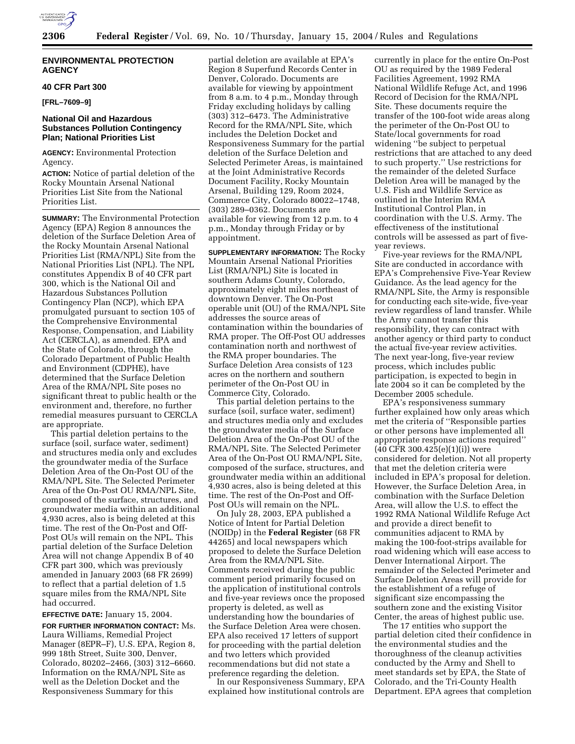**ENVIRONMENTAL PROTECTION AGENCY**

**40 CFR Part 300**

**[FRL–7609–9]**

### National Oil and Hazardous Substances Pollution Contingency Plan; National Priorities List

**AGENCY:** Environmental Protection Agency.

**ACTION:** Notice of partial deletion of the Rocky Mountain Arsenal National Priorities List Site from the National Priorities List.

**SUMMARY:** The Environmental Protection Agency (EPA) Region 8 announces the deletion of the Surface Deletion Area of the Rocky Mountain Arsenal National Priorities List (RMA/NPL) Site from the National Priorities List (NPL). The NPL constitutes Appendix B of 40 CFR part 300, which is the National Oil and Hazardous Substances Pollution Contingency Plan (NCP), which EPA promulgated pursuant to section 105 of the Comprehensive Environmental Response, Compensation, and Liability Act (CERCLA), as amended. EPA and the State of Colorado, through the Colorado Department of Public Health and Environment (CDPHE), have determined that the Surface Deletion Area of the RMA/NPL Site poses no significant threat to public health or the environment and, therefore, no further remedial measures pursuant to CERCLA are appropriate.

This partial deletion pertains to the surface (soil, surface water, sediment) and structures media only and excludes the groundwater media of the Surface Deletion Area of the On-Post OU of the RMA/NPL Site. The Selected Perimeter Area of the On-Post OU RMA/NPL Site, composed of the surface, structures, and groundwater media within an additional 4,930 acres, also is being deleted at this time. The rest of the On-Post and Off-Post OUs will remain on the NPL. This partial deletion of the Surface Deletion Area will not change Appendix B of 40 CFR part 300, which was previously amended in January 2003 (68 FR 2699) to reflect that a partial deletion of 1.5 square miles from the RMA/NPL Site had occurred.

**EFFECTIVE DATE:** January 15, 2004.

**FOR FURTHER INFORMATION CONTACT:** Ms. Laura Williams, Remedial Project Manager (8EPR–F), U.S. EPA, Region 8, 999 18th Street, Suite 300, Denver, Colorado, 80202–2466, (303) 312–6660. Information on the RMA/NPL Site as well as the Deletion Docket and the Responsiveness Summary for this partial deletion are available at EPA's Region 8 Superfund Records Center in Denver, Colorado. Documents are available for viewing by appointment from 8 a.m. to 4 p.m., Monday through Friday excluding holidays by calling (303) 312–6473. The Administrative Record for the RMA/NPL Site, which includes the Deletion Docket and Responsiveness Summary for the partial deletion of the Surface Deletion and Selected Perimeter Areas, is maintained at the Joint Administrative Records Document Facility, Rocky Mountain Arsenal, Building 129, Room 2024, Commerce City, Colorado 80022–1748, (303) 289–0362. Documents are available for viewing from 12 p.m. to 4 p.m., Monday through Friday or by appointment.

**SUPPLEMENTARY INFORMATION:** The Rocky Mountain Arsenal National Priorities List (RMA/NPL) Site is located in southern Adams County, Colorado, approximately eight miles northeast of downtown Denver. The On-Post operable unit (OU) of the RMA/NPL Site addresses the source areas of contamination within the boundaries of RMA proper. The Off-Post OU addresses contamination north and northwest of the RMA proper boundaries. The Surface Deletion Area consists of 123 acres on the northern and southern perimeter of the On-Post OU in Commerce City, Colorado.

This partial deletion pertains to the surface (soil, surface water, sediment) and structures media only and excludes the groundwater media of the Surface Deletion Area of the On-Post OU of the RMA/NPL Site. The Selected Perimeter Area of the On-Post OU RMA/NPL Site, composed of the surface, structures, and groundwater media within an additional 4,930 acres, also is being deleted at this time. The rest of the On-Post and Off-Post OUs will remain on the NPL.

On July 28, 2003, EPA published a Notice of Intent for Partial Deletion (NOIDp) in the **Federal Register** (68 FR 44265) and local newspapers which proposed to delete the Surface Deletion Area from the RMA/NPL Site. Comments received during the public comment period primarily focused on the application of institutional controls and five-year reviews once the proposed property is deleted, as well as understanding how the boundaries of the Surface Deletion Area were chosen. EPA also received 17 letters of support for proceeding with the partial deletion and two letters which provided recommendations but did not state a preference regarding the deletion.

In our Responsiveness Summary, EPA explained how institutional controls are currently in place for the entire On-Post OU as required by the 1989 Federal Facilities Agreement, 1992 RMA National Wildlife Refuge Act, and 1996 Record of Decision for the RMA/NPL Site. These documents require the transfer of the 100-foot wide areas along the perimeter of the On-Post OU to State/local governments for road widening "be subject to perpetual restrictions that are attached to any deed to such property." Use restrictions for the remainder of the deleted Surface Deletion Area will be managed by the U.S. Fish and Wildlife Service as outlined in the Interim RMA Institutional Control Plan, in coordination with the U.S. Army. The effectiveness of the institutional controls will be assessed as part of five-year reviews.

Five-year reviews for the RMA/NPL Site are conducted in accordance with EPA's Comprehensive Five-Year Review Guidance. As the lead agency for the RMA/NPL Site, the Army is responsible for conducting each site-wide, five-year review regardless of land transfer. While the Army cannot transfer this responsibility, they can contract with another agency or third party to conduct the actual five-year review activities. The next year-long, five-year review process, which includes public participation, is expected to begin in late 2004 so it can be completed by the December 2005 schedule.

EPA's responsiveness summary further explained how only areas which met the criteria of "Responsible parties or other persons have implemented all appropriate response actions required" (40 CFR 300.425(e)(1)(i)) were considered for deletion. Not all property that met the deletion criteria were included in EPA's proposal for deletion. However, the Surface Deletion Area, in combination with the Surface Deletion Area, will allow the U.S. to effect the 1992 RMA National Wildlife Refuge Act and provide a direct benefit to communities adjacent to RMA by making the 100-foot-strips available for road widening which will ease access to Denver International Airport. The remainder of the Selected Perimeter and Surface Deletion Areas will provide for the establishment of a refuge of significant size encompassing the southern zone and the existing Visitor Center, the areas of highest public use.

The 17 entities who support the partial deletion cited their confidence in the environmental studies and the thoroughness of the cleanup activities conducted by the Army and Shell to meet standards set by EPA, the State of Colorado, and the Tri-County Health Department. EPA agrees that completion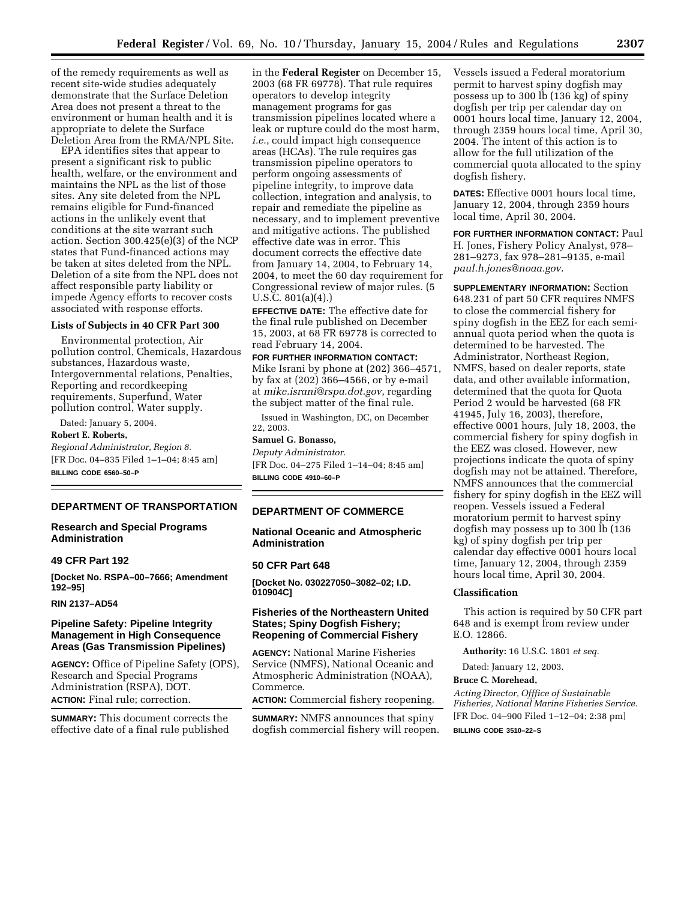of the remedy requirements as well as recent site-wide studies adequately demonstrate that the Surface Deletion Area does not present a threat to the environment or human health and it is appropriate to delete the Surface Deletion Area from the RMA/NPL Site.

EPA identifies sites that appear to present a significant risk to public health, welfare, or the environment and maintains the NPL as the list of those sites. Any site deleted from the NPL remains eligible for Fund-financed actions in the unlikely event that conditions at the site warrant such action. Section 300.425(e)(3) of the NCP states that Fund-financed actions may be taken at sites deleted from the NPL. Deletion of a site from the NPL does not affect responsible party liability or impede Agency efforts to recover costs associated with response efforts.

**Lists of Subjects in 40 CFR Part 300**

Environmental protection, Air pollution control, Chemicals, Hazardous substances, Hazardous waste, Intergovernmental relations, Penalties, Reporting and recordkeeping requirements, Superfund, Water pollution control, Water supply.

Dated: January 5, 2004.

**Robert E. Roberts,**

*Regional Administrator, Region 8.*

[FR Doc. 04–835 Filed 1–1–04; 8:45 am]

**BILLING CODE 6560–50–P**

---

## DEPARTMENT OF TRANSPORTATION

### Research and Special Programs Administration

### 49 CFR Part 192

**[Docket No. RSPA–00–7666; Amendment 192–95]**

**RIN 2137–AD54**

### Pipeline Safety: Pipeline Integrity Management in High Consequence Areas (Gas Transmission Pipelines)

**AGENCY:** Office of Pipeline Safety (OPS), Research and Special Programs Administration (RSPA), DOT.

**ACTION:** Final rule; correction.

**SUMMARY:** This document corrects the effective date of a final rule published in the **Federal Register** on December 15, 2003 (68 FR 69778). That rule requires operators to develop integrity management programs for gas transmission pipelines located where a leak or rupture could do the most harm, *i.e.*, could impact high consequence areas (HCAs). The rule requires gas transmission pipeline operators to perform ongoing assessments of pipeline integrity, to improve data collection, integration and analysis, to repair and remediate the pipeline as necessary, and to implement preventive and mitigative actions. The published effective date was in error. This document corrects the effective date from January 14, 2004, to February 14, 2004, to meet the 60 day requirement for Congressional review of major rules. (5 U.S.C. 801(a)(4).)

**EFFECTIVE DATE:** The effective date for the final rule published on December 15, 2003, at 68 FR 69778 is corrected to read February 14, 2004.

**FOR FURTHER INFORMATION CONTACT:** Mike Israni by phone at (202) 366–4571, by fax at (202) 366–4566, or by e-mail at *mike.israni@rspa.dot.gov*, regarding the subject matter of the final rule.

Issued in Washington, DC, on December 22, 2003.

**Samuel G. Bonasso,**

*Deputy Administrator.*

[FR Doc. 04–275 Filed 1–14–04; 8:45 am]

**BILLING CODE 4910–60–P**

---

## DEPARTMENT OF COMMERCE

### National Oceanic and Atmospheric Administration

### 50 CFR Part 648

**[Docket No. 030227050–3082–02; I.D. 010904C]**

### Fisheries of the Northeastern United States; Spiny Dogfish Fishery; Reopening of Commercial Fishery

**AGENCY:** National Marine Fisheries Service (NMFS), National Oceanic and Atmospheric Administration (NOAA), Commerce.

**ACTION:** Commercial fishery reopening.

**SUMMARY:** NMFS announces that spiny dogfish commercial fishery will reopen. Vessels issued a Federal moratorium permit to harvest spiny dogfish may possess up to 300 lb (136 kg) of spiny dogfish per trip per calendar day on 0001 hours local time, January 12, 2004, through 2359 hours local time, April 30, 2004. The intent of this action is to allow for the full utilization of the commercial quota allocated to the spiny dogfish fishery.

**DATES:** Effective 0001 hours local time, January 12, 2004, through 2359 hours local time, April 30, 2004.

**FOR FURTHER INFORMATION CONTACT:** Paul H. Jones, Fishery Policy Analyst, 978–281–9273, fax 978–281–9135, e-mail *paul.h.jones@noaa.gov*.

**SUPPLEMENTARY INFORMATION:** Section 648.231 of part 50 CFR requires NMFS to close the commercial fishery for spiny dogfish in the EEZ for each semi-annual quota period when the quota is determined to be harvested. The Administrator, Northeast Region, NMFS, based on dealer reports, state data, and other available information, determined that the quota for Quota Period 2 would be harvested (68 FR 41945, July 16, 2003), therefore, effective 0001 hours, July 18, 2003, the commercial fishery for spiny dogfish in the EEZ was closed. However, new projections indicate the quota of spiny dogfish may not be attained. Therefore, NMFS announces that the commercial fishery for spiny dogfish in the EEZ will reopen. Vessels issued a Federal moratorium permit to harvest spiny dogfish may possess up to 300 lb (136 kg) of spiny dogfish per trip per calendar day effective 0001 hours local time, January 12, 2004, through 2359 hours local time, April 30, 2004.

**Classification**

This action is required by 50 CFR part 648 and is exempt from review under E.O. 12866.

**Authority:** 16 U.S.C. 1801 *et seq.*

Dated: January 12, 2003.

**Bruce C. Morehead,**

*Acting Director, Offfice of Sustainable Fisheries, National Marine Fisheries Service.*

[FR Doc. 04–900 Filed 1–12–04; 2:38 pm]

**BILLING CODE 3510–22–S**